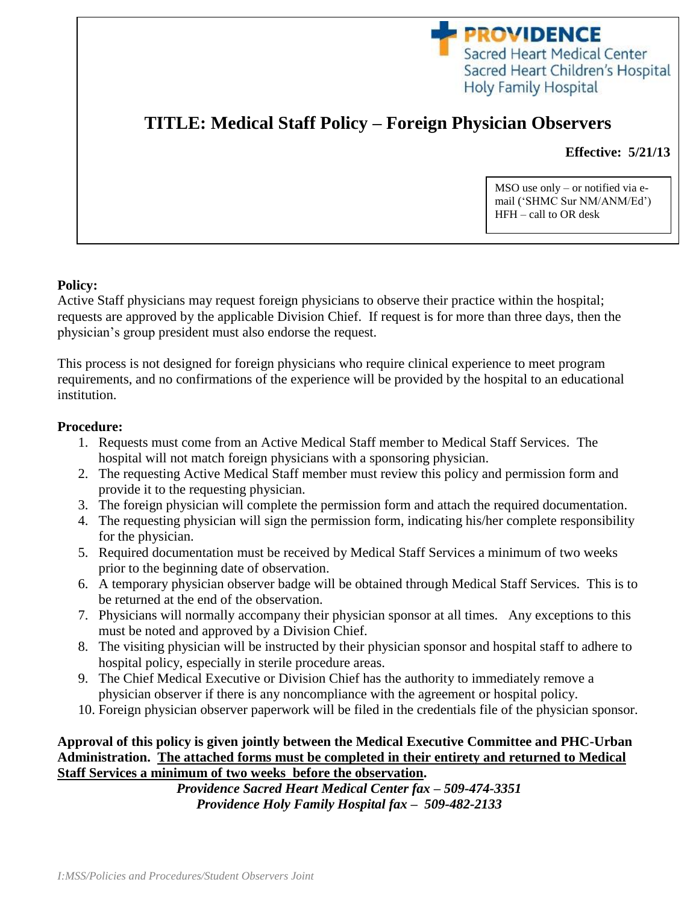PROVIDENCE
Sacred Heart Medical Center
Sacred Heart Children's Hospital
Holy Family Hospital

# TITLE: Medical Staff Policy – Foreign Physician Observers

**Effective: 5/21/13**

MSO use only – or notified via e-mail ('SHMC Sur NM/ANM/Ed')
HFH – call to OR desk

**Policy:**

Active Staff physicians may request foreign physicians to observe their practice within the hospital; requests are approved by the applicable Division Chief. If request is for more than three days, then the physician's group president must also endorse the request.

This process is not designed for foreign physicians who require clinical experience to meet program requirements, and no confirmations of the experience will be provided by the hospital to an educational institution.

**Procedure:**

1. Requests must come from an Active Medical Staff member to Medical Staff Services. The hospital will not match foreign physicians with a sponsoring physician.
2. The requesting Active Medical Staff member must review this policy and permission form and provide it to the requesting physician.
3. The foreign physician will complete the permission form and attach the required documentation.
4. The requesting physician will sign the permission form, indicating his/her complete responsibility for the physician.
5. Required documentation must be received by Medical Staff Services a minimum of two weeks prior to the beginning date of observation.
6. A temporary physician observer badge will be obtained through Medical Staff Services. This is to be returned at the end of the observation.
7. Physicians will normally accompany their physician sponsor at all times. Any exceptions to this must be noted and approved by a Division Chief.
8. The visiting physician will be instructed by their physician sponsor and hospital staff to adhere to hospital policy, especially in sterile procedure areas.
9. The Chief Medical Executive or Division Chief has the authority to immediately remove a physician observer if there is any noncompliance with the agreement or hospital policy.
10. Foreign physician observer paperwork will be filed in the credentials file of the physician sponsor.

**Approval of this policy is given jointly between the Medical Executive Committee and PHC-Urban Administration. <u>The attached forms must be completed in their entirety and returned to Medical Staff Services a minimum of two weeks before the observation</u>.**

***Providence Sacred Heart Medical Center fax – 509-474-3351***
***Providence Holy Family Hospital fax – 509-482-2133***

*I:MSS/Policies and Procedures/Student Observers Joint*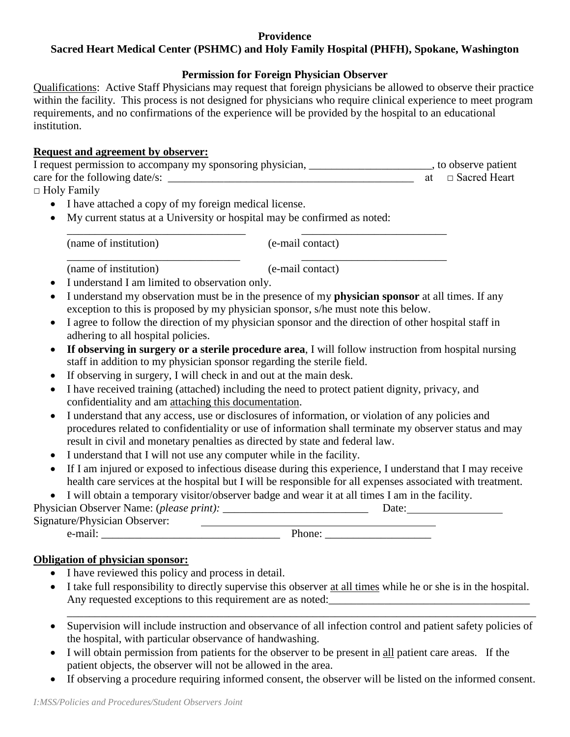**Providence**
**Sacred Heart Medical Center (PSHMC) and Holy Family Hospital (PHFH), Spokane, Washington**

**Permission for Foreign Physician Observer**

Qualifications: Active Staff Physicians may request that foreign physicians be allowed to observe their practice within the facility. This process is not designed for physicians who require clinical experience to meet program requirements, and no confirmations of the experience will be provided by the hospital to an educational institution.

**Request and agreement by observer:**

I request permission to accompany my sponsoring physician, ______________________, to observe patient care for the following date/s: ______________________________________________ at □ Sacred Heart □ Holy Family

- I have attached a copy of my foreign medical license.
- My current status at a University or hospital may be confirmed as noted:

  _________________________________ ___________________________
  (name of institution) (e-mail contact)

  _________________________________ ___________________________
  (name of institution) (e-mail contact)

- I understand I am limited to observation only.
- I understand my observation must be in the presence of my **physician sponsor** at all times. If any exception to this is proposed by my physician sponsor, s/he must note this below.
- I agree to follow the direction of my physician sponsor and the direction of other hospital staff in adhering to all hospital policies.
- **If observing in surgery or a sterile procedure area**, I will follow instruction from hospital nursing staff in addition to my physician sponsor regarding the sterile field.
- If observing in surgery, I will check in and out at the main desk.
- I have received training (attached) including the need to protect patient dignity, privacy, and confidentiality and am attaching this documentation.
- I understand that any access, use or disclosures of information, or violation of any policies and procedures related to confidentiality or use of information shall terminate my observer status and may result in civil and monetary penalties as directed by state and federal law.
- I understand that I will not use any computer while in the facility.
- If I am injured or exposed to infectious disease during this experience, I understand that I may receive health care services at the hospital but I will be responsible for all expenses associated with treatment.
- I will obtain a temporary visitor/observer badge and wear it at all times I am in the facility.

Physician Observer Name: (*please print):* ___________________________ Date:_________________

Signature/Physician Observer: ___________________________________________

e-mail: ________________________________ Phone: ___________________

**Obligation of physician sponsor:**

- I have reviewed this policy and process in detail.
- I take full responsibility to directly supervise this observer at all times while he or she is in the hospital. Any requested exceptions to this requirement are as noted:_____________________________________
  ________________________________________________________________________________________
- Supervision will include instruction and observance of all infection control and patient safety policies of the hospital, with particular observance of handwashing.
- I will obtain permission from patients for the observer to be present in all patient care areas. If the patient objects, the observer will not be allowed in the area.
- If observing a procedure requiring informed consent, the observer will be listed on the informed consent.

*I:MSS/Policies and Procedures/Student Observers Joint*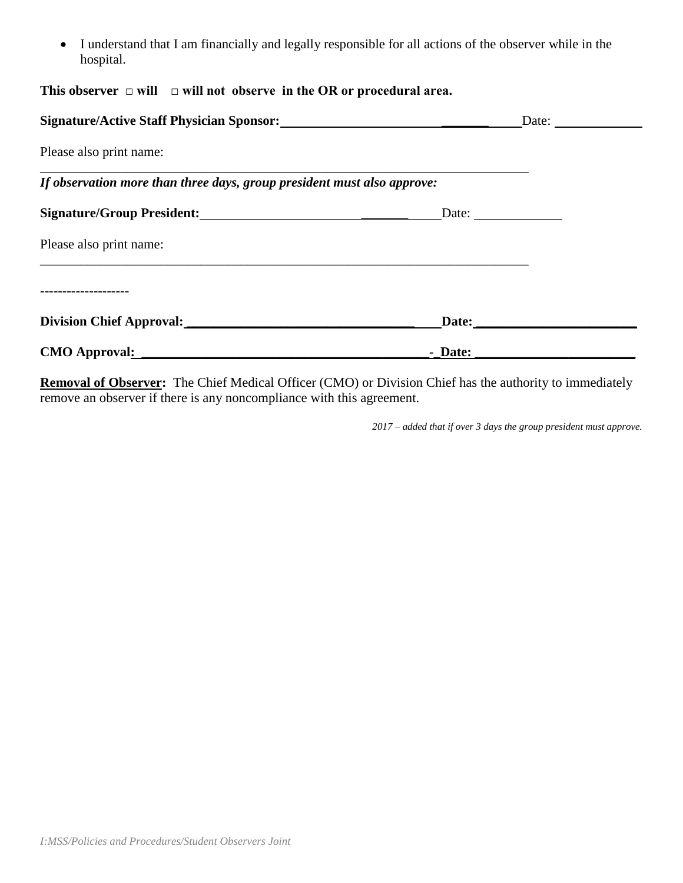- I understand that I am financially and legally responsible for all actions of the observer while in the hospital.

**This observer □ will □ will not observe in the OR or procedural area.**

**Signature/Active Staff Physician Sponsor:** ________________________________ Date: ____________

Please also print name:
____________________________________________________________________________

***If observation more than three days, group president must also approve:***

**Signature/Group President:** ________________________________ Date: ____________

Please also print name:
____________________________________________________________________________

--------------------

**Division Chief Approval:** ____________________________________ **Date:** ________________________

**CMO Approval:** ____________________________________________- **Date:** ________________________

**Removal of Observer:** The Chief Medical Officer (CMO) or Division Chief has the authority to immediately remove an observer if there is any noncompliance with this agreement.

*2017 – added that if over 3 days the group president must approve.*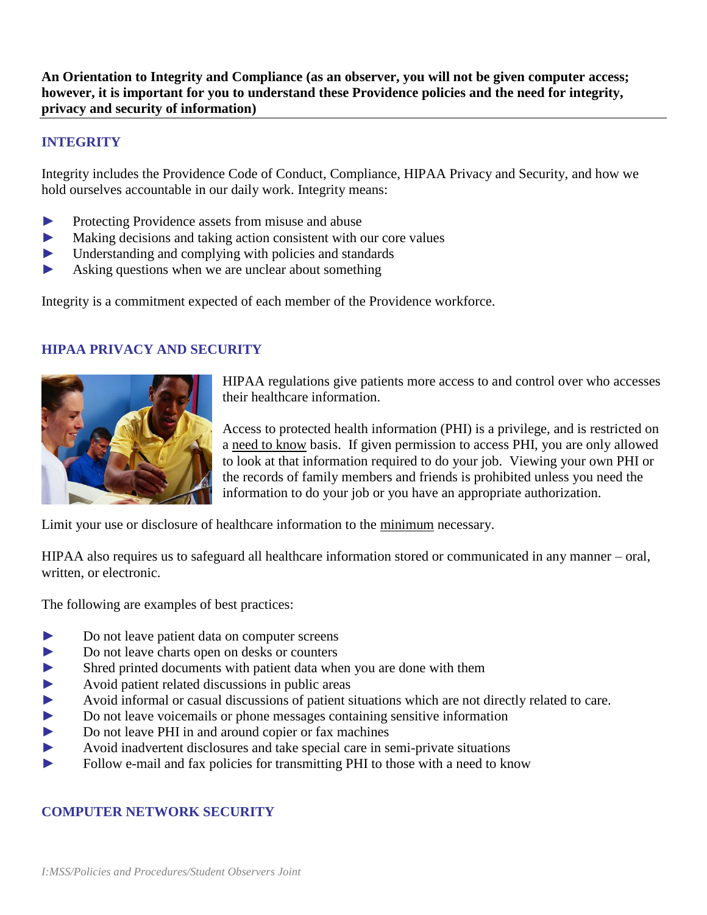**An Orientation to Integrity and Compliance (as an observer, you will not be given computer access; however, it is important for you to understand these Providence policies and the need for integrity, privacy and security of information)**

## INTEGRITY

Integrity includes the Providence Code of Conduct, Compliance, HIPAA Privacy and Security, and how we hold ourselves accountable in our daily work. Integrity means:

- Protecting Providence assets from misuse and abuse
- Making decisions and taking action consistent with our core values
- Understanding and complying with policies and standards
- Asking questions when we are unclear about something

Integrity is a commitment expected of each member of the Providence workforce.

## HIPAA PRIVACY AND SECURITY

HIPAA regulations give patients more access to and control over who accesses their healthcare information.

Access to protected health information (PHI) is a privilege, and is restricted on a need to know basis. If given permission to access PHI, you are only allowed to look at that information required to do your job. Viewing your own PHI or the records of family members and friends is prohibited unless you need the information to do your job or you have an appropriate authorization.

Limit your use or disclosure of healthcare information to the minimum necessary.

HIPAA also requires us to safeguard all healthcare information stored or communicated in any manner – oral, written, or electronic.

The following are examples of best practices:

- Do not leave patient data on computer screens
- Do not leave charts open on desks or counters
- Shred printed documents with patient data when you are done with them
- Avoid patient related discussions in public areas
- Avoid informal or casual discussions of patient situations which are not directly related to care.
- Do not leave voicemails or phone messages containing sensitive information
- Do not leave PHI in and around copier or fax machines
- Avoid inadvertent disclosures and take special care in semi-private situations
- Follow e-mail and fax policies for transmitting PHI to those with a need to know

## COMPUTER NETWORK SECURITY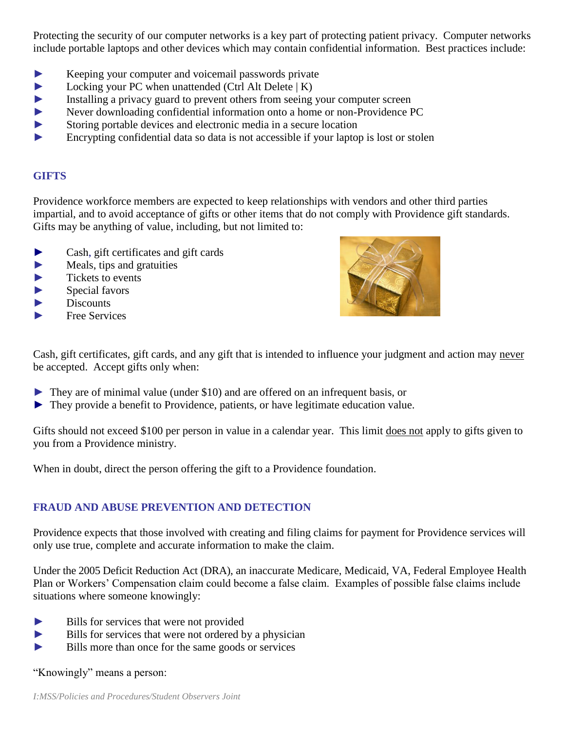Protecting the security of our computer networks is a key part of protecting patient privacy. Computer networks include portable laptops and other devices which may contain confidential information. Best practices include:

- Keeping your computer and voicemail passwords private
- Locking your PC when unattended (Ctrl Alt Delete | K)
- Installing a privacy guard to prevent others from seeing your computer screen
- Never downloading confidential information onto a home or non-Providence PC
- Storing portable devices and electronic media in a secure location
- Encrypting confidential data so data is not accessible if your laptop is lost or stolen

## GIFTS

Providence workforce members are expected to keep relationships with vendors and other third parties impartial, and to avoid acceptance of gifts or other items that do not comply with Providence gift standards. Gifts may be anything of value, including, but not limited to:

- Cash, gift certificates and gift cards
- Meals, tips and gratuities
- Tickets to events
- Special favors
- Discounts
- Free Services

Cash, gift certificates, gift cards, and any gift that is intended to influence your judgment and action may never be accepted. Accept gifts only when:

- They are of minimal value (under $10) and are offered on an infrequent basis, or
- They provide a benefit to Providence, patients, or have legitimate education value.

Gifts should not exceed $100 per person in value in a calendar year. This limit does not apply to gifts given to you from a Providence ministry.

When in doubt, direct the person offering the gift to a Providence foundation.

## FRAUD AND ABUSE PREVENTION AND DETECTION

Providence expects that those involved with creating and filing claims for payment for Providence services will only use true, complete and accurate information to make the claim.

Under the 2005 Deficit Reduction Act (DRA), an inaccurate Medicare, Medicaid, VA, Federal Employee Health Plan or Workers' Compensation claim could become a false claim. Examples of possible false claims include situations where someone knowingly:

- Bills for services that were not provided
- Bills for services that were not ordered by a physician
- Bills more than once for the same goods or services

"Knowingly" means a person: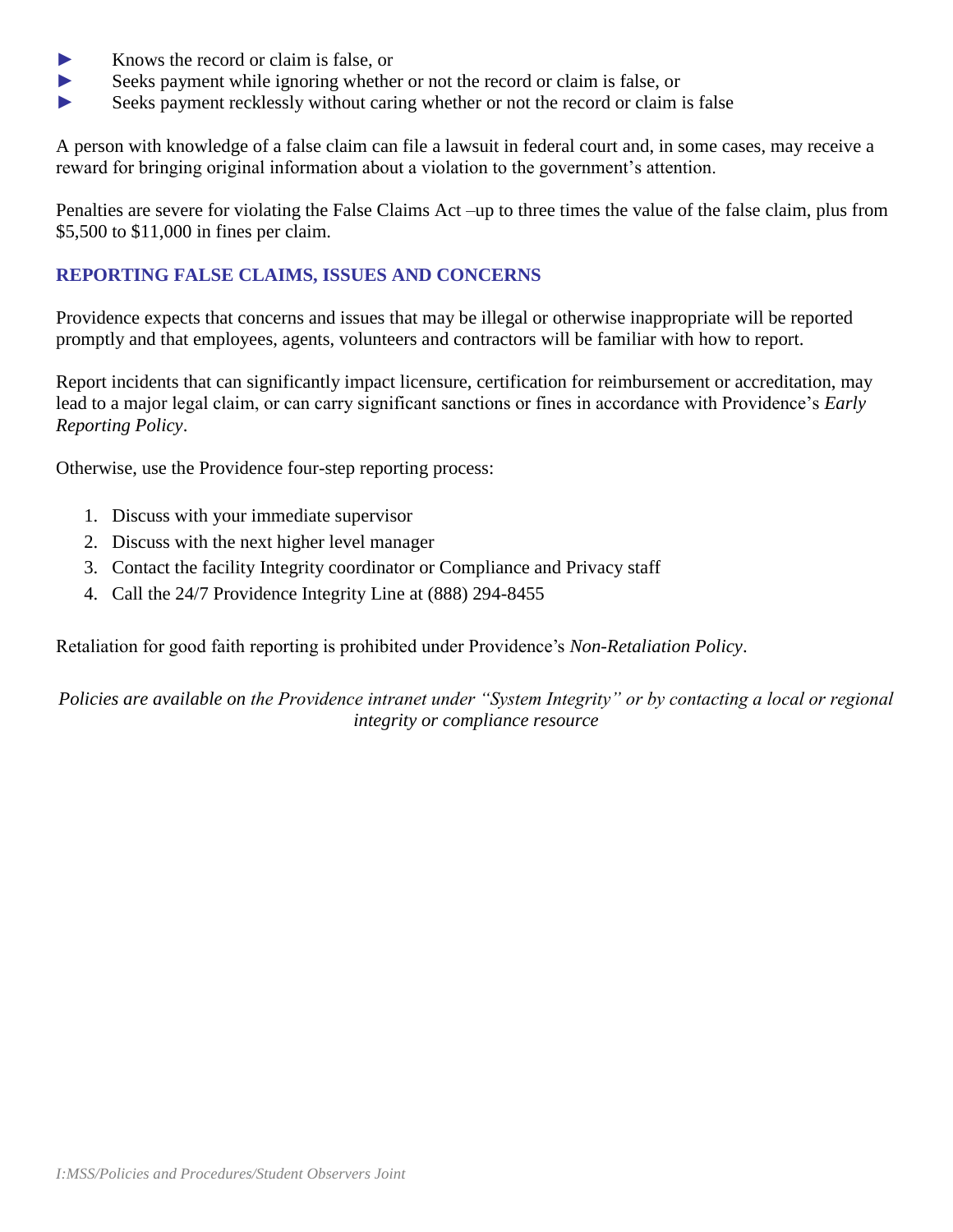- Knows the record or claim is false, or
- Seeks payment while ignoring whether or not the record or claim is false, or
- Seeks payment recklessly without caring whether or not the record or claim is false

A person with knowledge of a false claim can file a lawsuit in federal court and, in some cases, may receive a reward for bringing original information about a violation to the government's attention.

Penalties are severe for violating the False Claims Act –up to three times the value of the false claim, plus from $5,500 to $11,000 in fines per claim.

## REPORTING FALSE CLAIMS, ISSUES AND CONCERNS

Providence expects that concerns and issues that may be illegal or otherwise inappropriate will be reported promptly and that employees, agents, volunteers and contractors will be familiar with how to report.

Report incidents that can significantly impact licensure, certification for reimbursement or accreditation, may lead to a major legal claim, or can carry significant sanctions or fines in accordance with Providence's *Early Reporting Policy*.

Otherwise, use the Providence four-step reporting process:

1. Discuss with your immediate supervisor
2. Discuss with the next higher level manager
3. Contact the facility Integrity coordinator or Compliance and Privacy staff
4. Call the 24/7 Providence Integrity Line at (888) 294-8455

Retaliation for good faith reporting is prohibited under Providence's *Non-Retaliation Policy*.

*Policies are available on the Providence intranet under "System Integrity" or by contacting a local or regional integrity or compliance resource*

*I:MSS/Policies and Procedures/Student Observers Joint*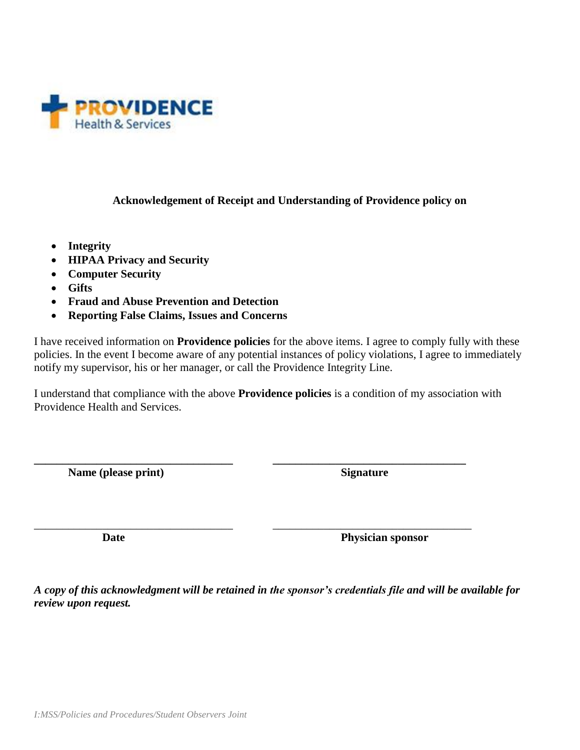**PROVIDENCE**
Health & Services

**Acknowledgement of Receipt and Understanding of Providence policy on**

- **Integrity**
- **HIPAA Privacy and Security**
- **Computer Security**
- **Gifts**
- **Fraud and Abuse Prevention and Detection**
- **Reporting False Claims, Issues and Concerns**

I have received information on **Providence policies** for the above items. I agree to comply fully with these policies. In the event I become aware of any potential instances of policy violations, I agree to immediately notify my supervisor, his or her manager, or call the Providence Integrity Line.

I understand that compliance with the above **Providence policies** is a condition of my association with Providence Health and Services.

___________________________________ ___________________________________
**Name (please print)** **Signature**

___________________________________ ___________________________________
**Date** **Physician sponsor**

***A copy of this acknowledgment will be retained in the sponsor's credentials file and will be available for review upon request.***

*I:MSS/Policies and Procedures/Student Observers Joint*